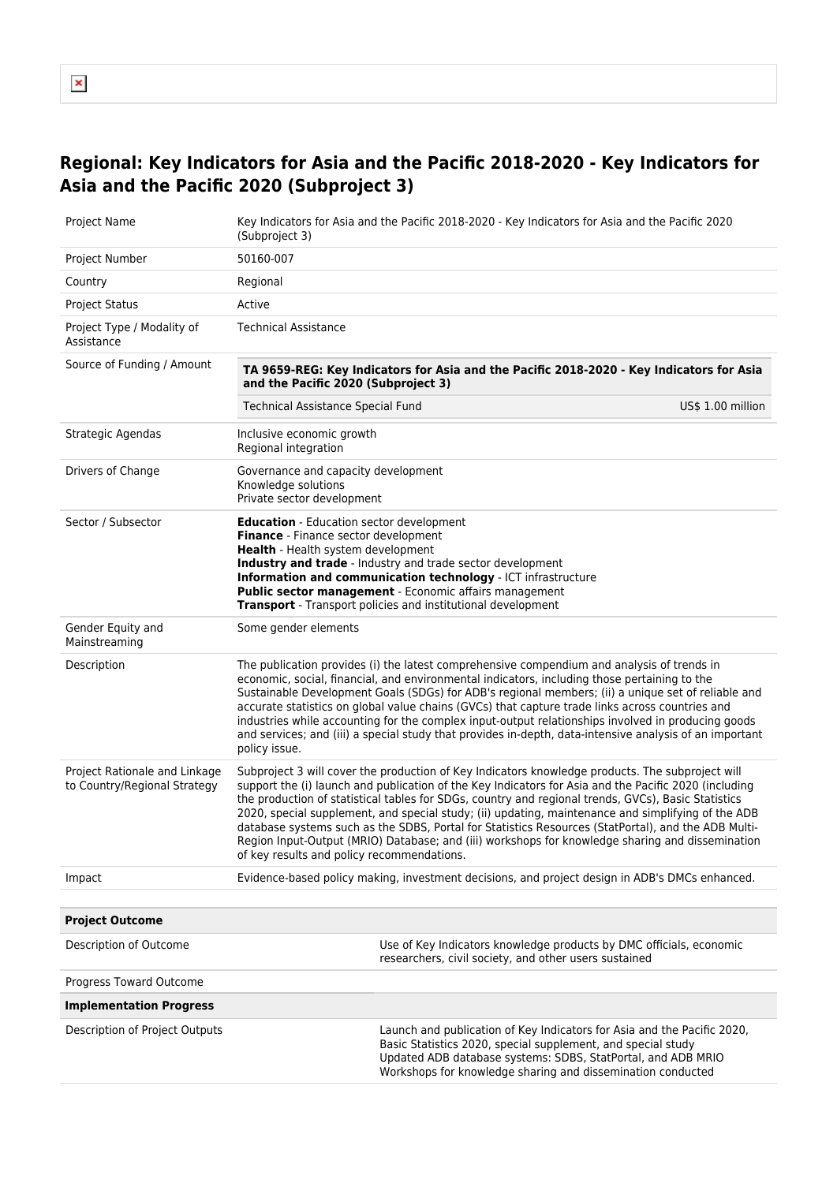# Regional: Key Indicators for Asia and the Pacific 2018-2020 - Key Indicators for Asia and the Pacific 2020 (Subproject 3)

| | |
|---|---|
| Project Name | Key Indicators for Asia and the Pacific 2018-2020 - Key Indicators for Asia and the Pacific 2020 (Subproject 3) |
| Project Number | 50160-007 |
| Country | Regional |
| Project Status | Active |
| Project Type / Modality of Assistance | Technical Assistance |
| Source of Funding / Amount | **TA 9659-REG: Key Indicators for Asia and the Pacific 2018-2020 - Key Indicators for Asia and the Pacific 2020 (Subproject 3)**<br>Technical Assistance Special Fund — US$ 1.00 million |
| Strategic Agendas | Inclusive economic growth<br>Regional integration |
| Drivers of Change | Governance and capacity development<br>Knowledge solutions<br>Private sector development |
| Sector / Subsector | **Education** - Education sector development<br>**Finance** - Finance sector development<br>**Health** - Health system development<br>**Industry and trade** - Industry and trade sector development<br>**Information and communication technology** - ICT infrastructure<br>**Public sector management** - Economic affairs management<br>**Transport** - Transport policies and institutional development |
| Gender Equity and Mainstreaming | Some gender elements |
| Description | The publication provides (i) the latest comprehensive compendium and analysis of trends in economic, social, financial, and environmental indicators, including those pertaining to the Sustainable Development Goals (SDGs) for ADB's regional members; (ii) a unique set of reliable and accurate statistics on global value chains (GVCs) that capture trade links across countries and industries while accounting for the complex input-output relationships involved in producing goods and services; and (iii) a special study that provides in-depth, data-intensive analysis of an important policy issue. |
| Project Rationale and Linkage to Country/Regional Strategy | Subproject 3 will cover the production of Key Indicators knowledge products. The subproject will support the (i) launch and publication of the Key Indicators for Asia and the Pacific 2020 (including the production of statistical tables for SDGs, country and regional trends, GVCs), Basic Statistics 2020, special supplement, and special study; (ii) updating, maintenance and simplifying of the ADB database systems such as the SDBS, Portal for Statistics Resources (StatPortal), and the ADB Multi-Region Input-Output (MRIO) Database; and (iii) workshops for knowledge sharing and dissemination of key results and policy recommendations. |
| Impact | Evidence-based policy making, investment decisions, and project design in ADB's DMCs enhanced. |

| **Project Outcome** | |
|---|---|
| Description of Outcome | Use of Key Indicators knowledge products by DMC officials, economic researchers, civil society, and other users sustained |
| Progress Toward Outcome | |
| **Implementation Progress** | |
| Description of Project Outputs | Launch and publication of Key Indicators for Asia and the Pacific 2020, Basic Statistics 2020, special supplement, and special study<br>Updated ADB database systems: SDBS, StatPortal, and ADB MRIO<br>Workshops for knowledge sharing and dissemination conducted |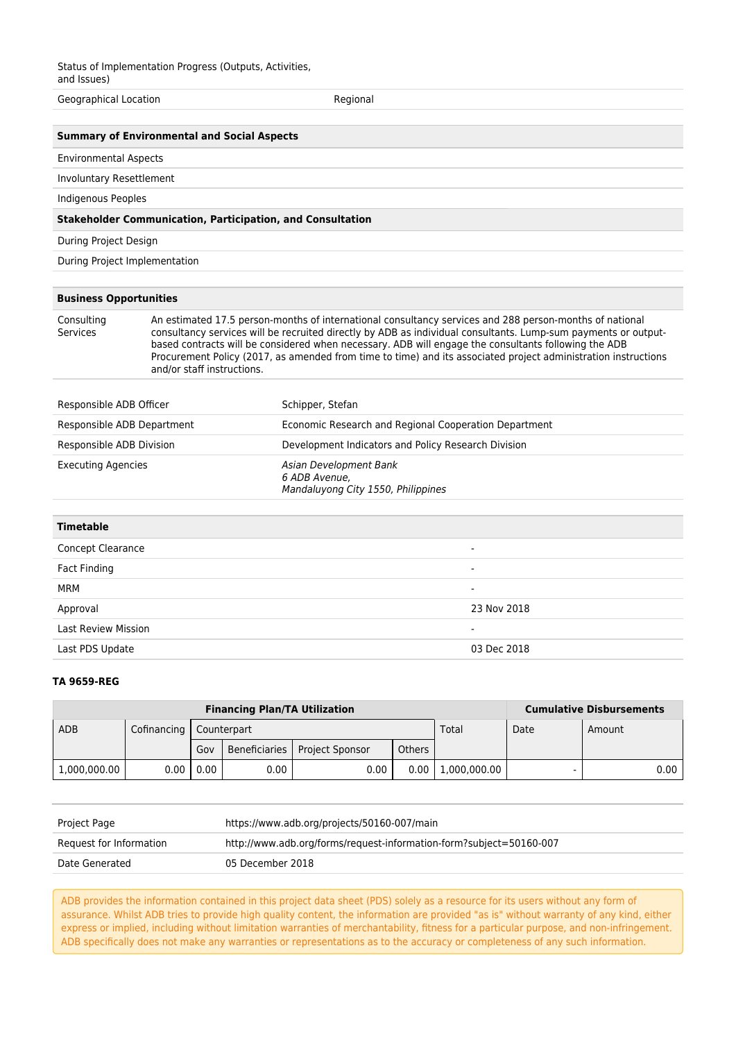| | |
|---|---|
| Status of Implementation Progress (Outputs, Activities, and Issues) | |
| Geographical Location | Regional |

| **Summary of Environmental and Social Aspects** | |
|---|---|
| Environmental Aspects | |
| Involuntary Resettlement | |
| Indigenous Peoples | |
| **Stakeholder Communication, Participation, and Consultation** | |
| During Project Design | |
| During Project Implementation | |

| **Business Opportunities** | |
|---|---|
| Consulting Services | An estimated 17.5 person-months of international consultancy services and 288 person-months of national consultancy services will be recruited directly by ADB as individual consultants. Lump-sum payments or output-based contracts will be considered when necessary. ADB will engage the consultants following the ADB Procurement Policy (2017, as amended from time to time) and its associated project administration instructions and/or staff instructions. |

| | |
|---|---|
| Responsible ADB Officer | Schipper, Stefan |
| Responsible ADB Department | Economic Research and Regional Cooperation Department |
| Responsible ADB Division | Development Indicators and Policy Research Division |
| Executing Agencies | *Asian Development Bank* *6 ADB Avenue,* *Mandaluyong City 1550, Philippines* |

| **Timetable** | |
|---|---|
| Concept Clearance | - |
| Fact Finding | - |
| MRM | - |
| Approval | 23 Nov 2018 |
| Last Review Mission | - |
| Last PDS Update | 03 Dec 2018 |

**TA 9659-REG**

| **Financing Plan/TA Utilization** | | | | | | | **Cumulative Disbursements** | |
|---|---|---|---|---|---|---|---|---|
| ADB | Cofinancing | Counterpart | | | | Total | Date | Amount |
| | | Gov | Beneficiaries | Project Sponsor | Others | | | |
| 1,000,000.00 | 0.00 | 0.00 | 0.00 | 0.00 | 0.00 | 1,000,000.00 | - | 0.00 |

| | |
|---|---|
| Project Page | https://www.adb.org/projects/50160-007/main |
| Request for Information | http://www.adb.org/forms/request-information-form?subject=50160-007 |
| Date Generated | 05 December 2018 |

ADB provides the information contained in this project data sheet (PDS) solely as a resource for its users without any form of assurance. Whilst ADB tries to provide high quality content, the information are provided "as is" without warranty of any kind, either express or implied, including without limitation warranties of merchantability, fitness for a particular purpose, and non-infringement. ADB specifically does not make any warranties or representations as to the accuracy or completeness of any such information.